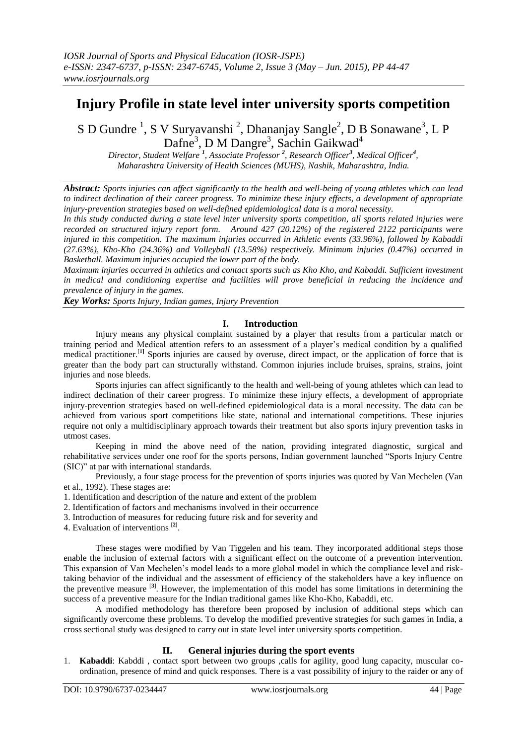# Injury Profile in state level inter university sports competition

S D Gundre [1], S V Suryavanshi [2], Dhananjay Sangle[2], D B Sonawane[3], L P Dafne[3], D M Dangre[3], Sachin Gaikwad[4]

*Director, Student Welfare [1], Associate Professor [2], Research Officer[3], Medical Officer[4], Maharashtra University of Health Sciences (MUHS), Nashik, Maharashtra, India.*

***Abstract:*** *Sports injuries can affect significantly to the health and well-being of young athletes which can lead to indirect declination of their career progress. To minimize these injury effects, a development of appropriate injury-prevention strategies based on well-defined epidemiological data is a moral necessity.*

*In this study conducted during a state level inter university sports competition, all sports related injuries were recorded on structured injury report form. Around 427 (20.12%) of the registered 2122 participants were injured in this competition. The maximum injuries occurred in Athletic events (33.96%), followed by Kabaddi (27.63%), Kho-Kho (24.36%) and Volleyball (13.58%) respectively. Minimum injuries (0.47%) occurred in Basketball. Maximum injuries occupied the lower part of the body.*

*Maximum injuries occurred in athletics and contact sports such as Kho Kho, and Kabaddi. Sufficient investment in medical and conditioning expertise and facilities will prove beneficial in reducing the incidence and prevalence of injury in the games.*

***Key Works:*** *Sports Injury, Indian games, Injury Prevention*

## I. Introduction

Injury means any physical complaint sustained by a player that results from a particular match or training period and Medical attention refers to an assessment of a player's medical condition by a qualified medical practitioner.[1] Sports injuries are caused by overuse, direct impact, or the application of force that is greater than the body part can structurally withstand. Common injuries include bruises, sprains, strains, joint injuries and nose bleeds.

Sports injuries can affect significantly to the health and well-being of young athletes which can lead to indirect declination of their career progress. To minimize these injury effects, a development of appropriate injury-prevention strategies based on well-defined epidemiological data is a moral necessity. The data can be achieved from various sport competitions like state, national and international competitions. These injuries require not only a multidisciplinary approach towards their treatment but also sports injury prevention tasks in utmost cases.

Keeping in mind the above need of the nation, providing integrated diagnostic, surgical and rehabilitative services under one roof for the sports persons, Indian government launched "Sports Injury Centre (SIC)" at par with international standards.

Previously, a four stage process for the prevention of sports injuries was quoted by Van Mechelen (Van et al., 1992). These stages are:

1. Identification and description of the nature and extent of the problem
2. Identification of factors and mechanisms involved in their occurrence
3. Introduction of measures for reducing future risk and for severity and
4. Evaluation of interventions [2].

These stages were modified by Van Tiggelen and his team. They incorporated additional steps those enable the inclusion of external factors with a significant effect on the outcome of a prevention intervention. This expansion of Van Mechelen's model leads to a more global model in which the compliance level and risk-taking behavior of the individual and the assessment of efficiency of the stakeholders have a key influence on the preventive measure [3]. However, the implementation of this model has some limitations in determining the success of a preventive measure for the Indian traditional games like Kho-Kho, Kabaddi, etc.

A modified methodology has therefore been proposed by inclusion of additional steps which can significantly overcome these problems. To develop the modified preventive strategies for such games in India, a cross sectional study was designed to carry out in state level inter university sports competition.

## II. General injuries during the sport events

1. **Kabaddi**: Kabddi , contact sport between two groups ,calls for agility, good lung capacity, muscular co-ordination, presence of mind and quick responses. There is a vast possibility of injury to the raider or any of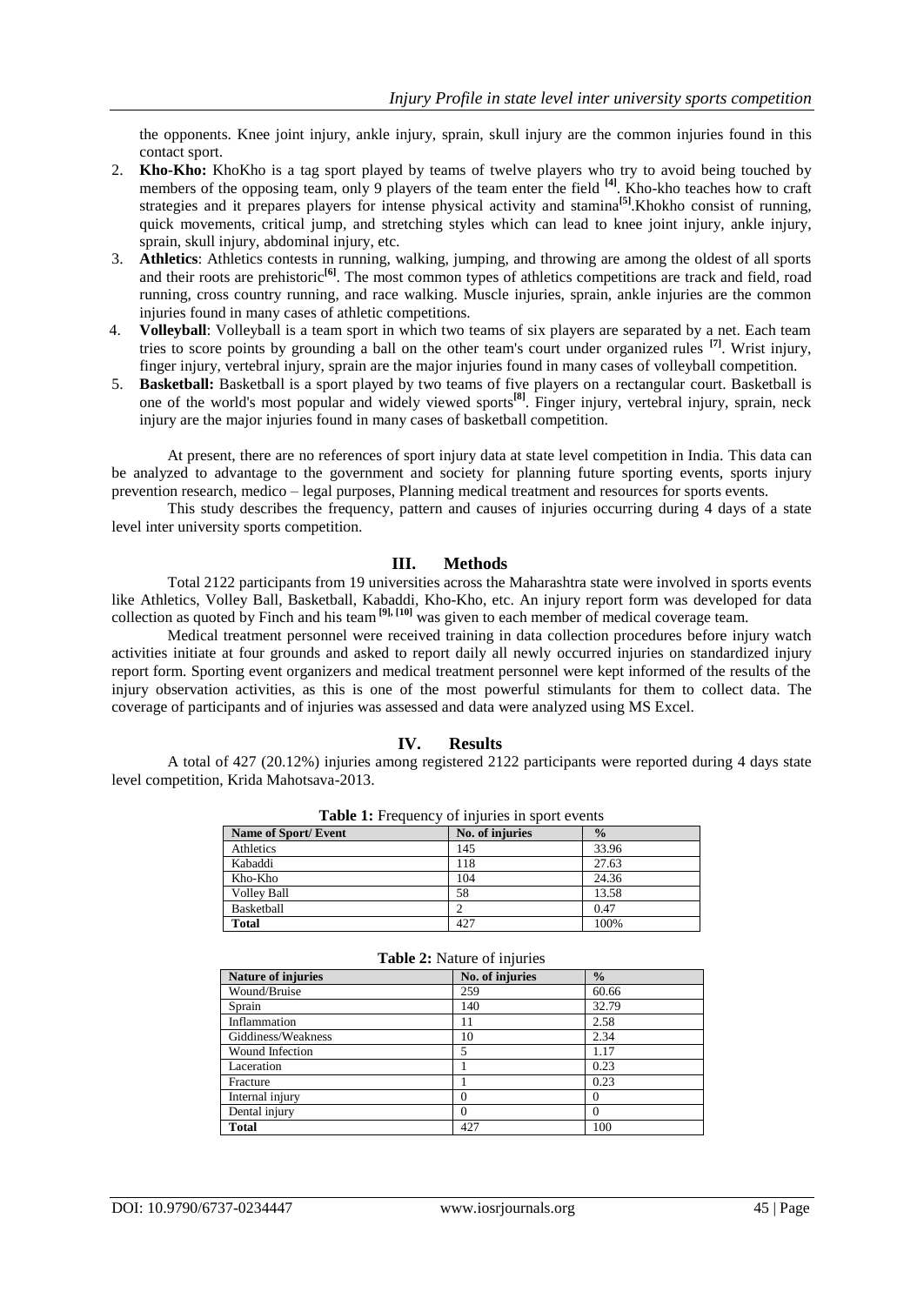the opponents. Knee joint injury, ankle injury, sprain, skull injury are the common injuries found in this contact sport.

2. **Kho-Kho:** KhoKho is a tag sport played by teams of twelve players who try to avoid being touched by members of the opposing team, only 9 players of the team enter the field [4]. Kho-kho teaches how to craft strategies and it prepares players for intense physical activity and stamina[5].Khokho consist of running, quick movements, critical jump, and stretching styles which can lead to knee joint injury, ankle injury, sprain, skull injury, abdominal injury, etc.
3. **Athletics**: Athletics contests in running, walking, jumping, and throwing are among the oldest of all sports and their roots are prehistoric[6]. The most common types of athletics competitions are track and field, road running, cross country running, and race walking. Muscle injuries, sprain, ankle injuries are the common injuries found in many cases of athletic competitions.
4. **Volleyball**: Volleyball is a team sport in which two teams of six players are separated by a net. Each team tries to score points by grounding a ball on the other team's court under organized rules [7]. Wrist injury, finger injury, vertebral injury, sprain are the major injuries found in many cases of volleyball competition.
5. **Basketball:** Basketball is a sport played by two teams of five players on a rectangular court. Basketball is one of the world's most popular and widely viewed sports[8]. Finger injury, vertebral injury, sprain, neck injury are the major injuries found in many cases of basketball competition.

At present, there are no references of sport injury data at state level competition in India. This data can be analyzed to advantage to the government and society for planning future sporting events, sports injury prevention research, medico – legal purposes, Planning medical treatment and resources for sports events.

This study describes the frequency, pattern and causes of injuries occurring during 4 days of a state level inter university sports competition.

## III. Methods

Total 2122 participants from 19 universities across the Maharashtra state were involved in sports events like Athletics, Volley Ball, Basketball, Kabaddi, Kho-Kho, etc. An injury report form was developed for data collection as quoted by Finch and his team [9], [10] was given to each member of medical coverage team.

Medical treatment personnel were received training in data collection procedures before injury watch activities initiate at four grounds and asked to report daily all newly occurred injuries on standardized injury report form. Sporting event organizers and medical treatment personnel were kept informed of the results of the injury observation activities, as this is one of the most powerful stimulants for them to collect data. The coverage of participants and of injuries was assessed and data were analyzed using MS Excel.

## IV. Results

A total of 427 (20.12%) injuries among registered 2122 participants were reported during 4 days state level competition, Krida Mahotsava-2013.

**Table 1:** Frequency of injuries in sport events

| Name of Sport/ Event | No. of injuries | % |
|---|---|---|
| Athletics | 145 | 33.96 |
| Kabaddi | 118 | 27.63 |
| Kho-Kho | 104 | 24.36 |
| Volley Ball | 58 | 13.58 |
| Basketball | 2 | 0.47 |
| **Total** | 427 | 100% |

**Table 2:** Nature of injuries

| Nature of injuries | No. of injuries | % |
|---|---|---|
| Wound/Bruise | 259 | 60.66 |
| Sprain | 140 | 32.79 |
| Inflammation | 11 | 2.58 |
| Giddiness/Weakness | 10 | 2.34 |
| Wound Infection | 5 | 1.17 |
| Laceration | 1 | 0.23 |
| Fracture | 1 | 0.23 |
| Internal injury | 0 | 0 |
| Dental injury | 0 | 0 |
| **Total** | 427 | 100 |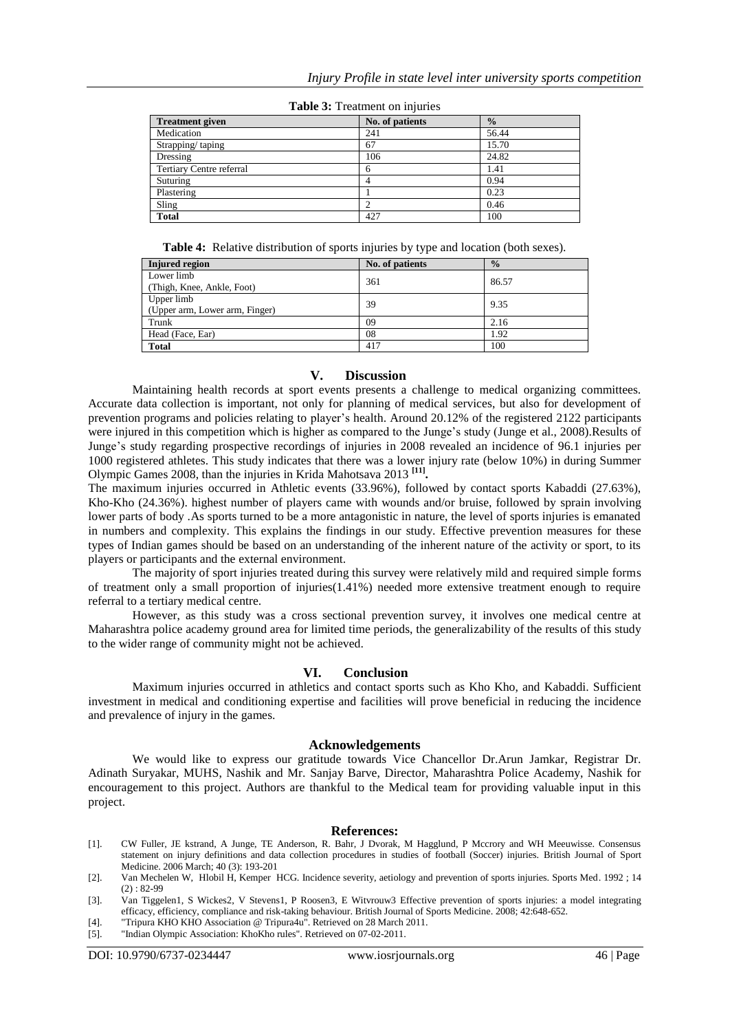**Table 3:** Treatment on injuries

| Treatment given | No. of patients | % |
|---|---|---|
| Medication | 241 | 56.44 |
| Strapping/ taping | 67 | 15.70 |
| Dressing | 106 | 24.82 |
| Tertiary Centre referral | 6 | 1.41 |
| Suturing | 4 | 0.94 |
| Plastering | 1 | 0.23 |
| Sling | 2 | 0.46 |
| **Total** | 427 | 100 |

**Table 4:** Relative distribution of sports injuries by type and location (both sexes).

| Injured region | No. of patients | % |
|---|---|---|
| Lower limb (Thigh, Knee, Ankle, Foot) | 361 | 86.57 |
| Upper limb (Upper arm, Lower arm, Finger) | 39 | 9.35 |
| Trunk | 09 | 2.16 |
| Head (Face, Ear) | 08 | 1.92 |
| **Total** | 417 | 100 |

## V. Discussion

Maintaining health records at sport events presents a challenge to medical organizing committees. Accurate data collection is important, not only for planning of medical services, but also for development of prevention programs and policies relating to player's health. Around 20.12% of the registered 2122 participants were injured in this competition which is higher as compared to the Junge's study (Junge et al., 2008).Results of Junge's study regarding prospective recordings of injuries in 2008 revealed an incidence of 96.1 injuries per 1000 registered athletes. This study indicates that there was a lower injury rate (below 10%) in during Summer Olympic Games 2008, than the injuries in Krida Mahotsava 2013 [11]**.**

The maximum injuries occurred in Athletic events (33.96%), followed by contact sports Kabaddi (27.63%), Kho-Kho (24.36%). highest number of players came with wounds and/or bruise, followed by sprain involving lower parts of body .As sports turned to be a more antagonistic in nature, the level of sports injuries is emanated in numbers and complexity. This explains the findings in our study. Effective prevention measures for these types of Indian games should be based on an understanding of the inherent nature of the activity or sport, to its players or participants and the external environment.

The majority of sport injuries treated during this survey were relatively mild and required simple forms of treatment only a small proportion of injuries(1.41%) needed more extensive treatment enough to require referral to a tertiary medical centre.

However, as this study was a cross sectional prevention survey, it involves one medical centre at Maharashtra police academy ground area for limited time periods, the generalizability of the results of this study to the wider range of community might not be achieved.

## VI. Conclusion

Maximum injuries occurred in athletics and contact sports such as Kho Kho, and Kabaddi. Sufficient investment in medical and conditioning expertise and facilities will prove beneficial in reducing the incidence and prevalence of injury in the games.

## Acknowledgements

We would like to express our gratitude towards Vice Chancellor Dr.Arun Jamkar, Registrar Dr. Adinath Suryakar, MUHS, Nashik and Mr. Sanjay Barve, Director, Maharashtra Police Academy, Nashik for encouragement to this project. Authors are thankful to the Medical team for providing valuable input in this project.

## References:

[1]. CW Fuller, JE kstrand, A Junge, TE Anderson, R. Bahr, J Dvorak, M Hagglund, P Mccrory and WH Meeuwisse. Consensus statement on injury definitions and data collection procedures in studies of football (Soccer) injuries. British Journal of Sport Medicine. 2006 March; 40 (3): 193-201

[2]. Van Mechelen W, Hlobil H, Kemper HCG. Incidence severity, aetiology and prevention of sports injuries. Sports Med. 1992 ; 14 (2) : 82-99

[3]. Van Tiggelen1, S Wickes2, V Stevens1, P Roosen3, E Witvrouw3 Effective prevention of sports injuries: a model integrating efficacy, efficiency, compliance and risk-taking behaviour. British Journal of Sports Medicine. 2008; 42:648-652.

[4]. "Tripura KHO KHO Association @ Tripura4u". Retrieved on 28 March 2011.

[5]. "Indian Olympic Association: KhoKho rules". Retrieved on 07-02-2011.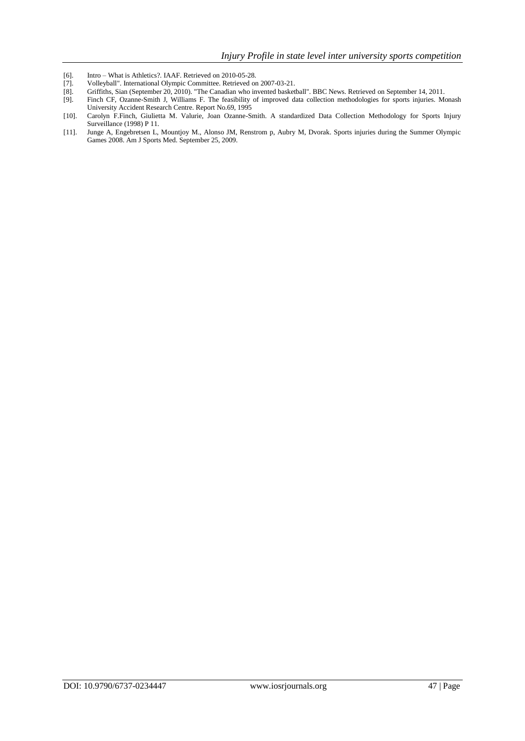[6]. Intro – What is Athletics?. IAAF. Retrieved on 2010-05-28.

[7]. Volleyball". International Olympic Committee. Retrieved on 2007-03-21.

[8]. Griffiths, Sian (September 20, 2010). "The Canadian who invented basketball". BBC News. Retrieved on September 14, 2011.

[9]. Finch CF, Ozanne-Smith J, Williams F. The feasibility of improved data collection methodologies for sports injuries. Monash University Accident Research Centre. Report No.69, 1995

[10]. Carolyn F.Finch, Giulietta M. Valurie, Joan Ozanne-Smith. A standardized Data Collection Methodology for Sports Injury Surveillance (1998) P 11.

[11]. Junge A, Engebretsen L, Mountjoy M., Alonso JM, Renstrom p, Aubry M, Dvorak. Sports injuries during the Summer Olympic Games 2008. Am J Sports Med. September 25, 2009.